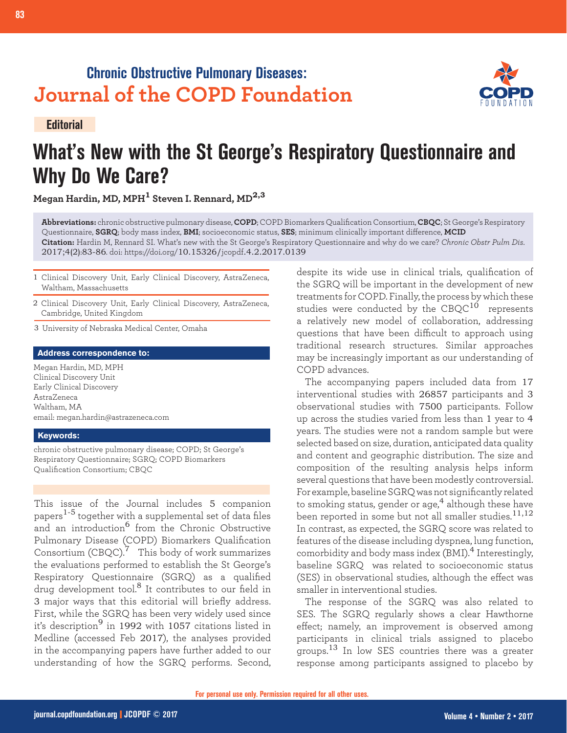Chronic Obstructive Pulmonary Diseases:
**Journal of the COPD Foundation**

**Editorial**

# What's New with the St George's Respiratory Questionnaire and Why Do We Care?

**Megan Hardin, MD, MPH[1] Steven I. Rennard, MD[2,3]**

**Abbreviations:** chronic obstructive pulmonary disease, **COPD**; COPD Biomarkers Qualification Consortium, **CBQC**; St George's Respiratory Questionnaire, **SGRQ**; body mass index, **BMI**; socioeconomic status, **SES**; minimum clinically important difference, **MCID**
**Citation:** Hardin M, Rennard SI. What's new with the St George's Respiratory Questionnaire and why do we care? *Chronic Obstr Pulm Dis*. 2017;4(2):83-86. doi: https://doi.org/10.15326/jcopdf.4.2.2017.0139

1 Clinical Discovery Unit, Early Clinical Discovery, AstraZeneca, Waltham, Massachusetts

2 Clinical Discovery Unit, Early Clinical Discovery, AstraZeneca, Cambridge, United Kingdom

3 University of Nebraska Medical Center, Omaha

**Address correspondence to:**

Megan Hardin, MD, MPH
Clinical Discovery Unit
Early Clinical Discovery
AstraZeneca
Waltham, MA
email: megan.hardin@astrazeneca.com

**Keywords:**

chronic obstructive pulmonary disease; COPD; St George's Respiratory Questionnaire; SGRQ; COPD Biomarkers Qualification Consortium; CBQC

This issue of the Journal includes 5 companion papers[1-5] together with a supplemental set of data files and an introduction[6] from the Chronic Obstructive Pulmonary Disease (COPD) Biomarkers Qualification Consortium (CBQC).[7] This body of work summarizes the evaluations performed to establish the St George's Respiratory Questionnaire (SGRQ) as a qualified drug development tool.[8] It contributes to our field in 3 major ways that this editorial will briefly address. First, while the SGRQ has been very widely used since it's description[9] in 1992 with 1057 citations listed in Medline (accessed Feb 2017), the analyses provided in the accompanying papers have further added to our understanding of how the SGRQ performs. Second, despite its wide use in clinical trials, qualification of the SGRQ will be important in the development of new treatments for COPD. Finally, the process by which these studies were conducted by the CBQC[10] represents a relatively new model of collaboration, addressing questions that have been difficult to approach using traditional research structures. Similar approaches may be increasingly important as our understanding of COPD advances.

The accompanying papers included data from 17 interventional studies with 26857 participants and 3 observational studies with 7500 participants. Follow up across the studies varied from less than 1 year to 4 years. The studies were not a random sample but were selected based on size, duration, anticipated data quality and content and geographic distribution. The size and composition of the resulting analysis helps inform several questions that have been modestly controversial. For example, baseline SGRQ was not significantly related to smoking status, gender or age,[4] although these have been reported in some but not all smaller studies.[11,12] In contrast, as expected, the SGRQ score was related to features of the disease including dyspnea, lung function, comorbidity and body mass index (BMI).[4] Interestingly, baseline SGRQ was related to socioeconomic status (SES) in observational studies, although the effect was smaller in interventional studies.

The response of the SGRQ was also related to SES. The SGRQ regularly shows a clear Hawthorne effect; namely, an improvement is observed among participants in clinical trials assigned to placebo groups.[13] In low SES countries there was a greater response among participants assigned to placebo by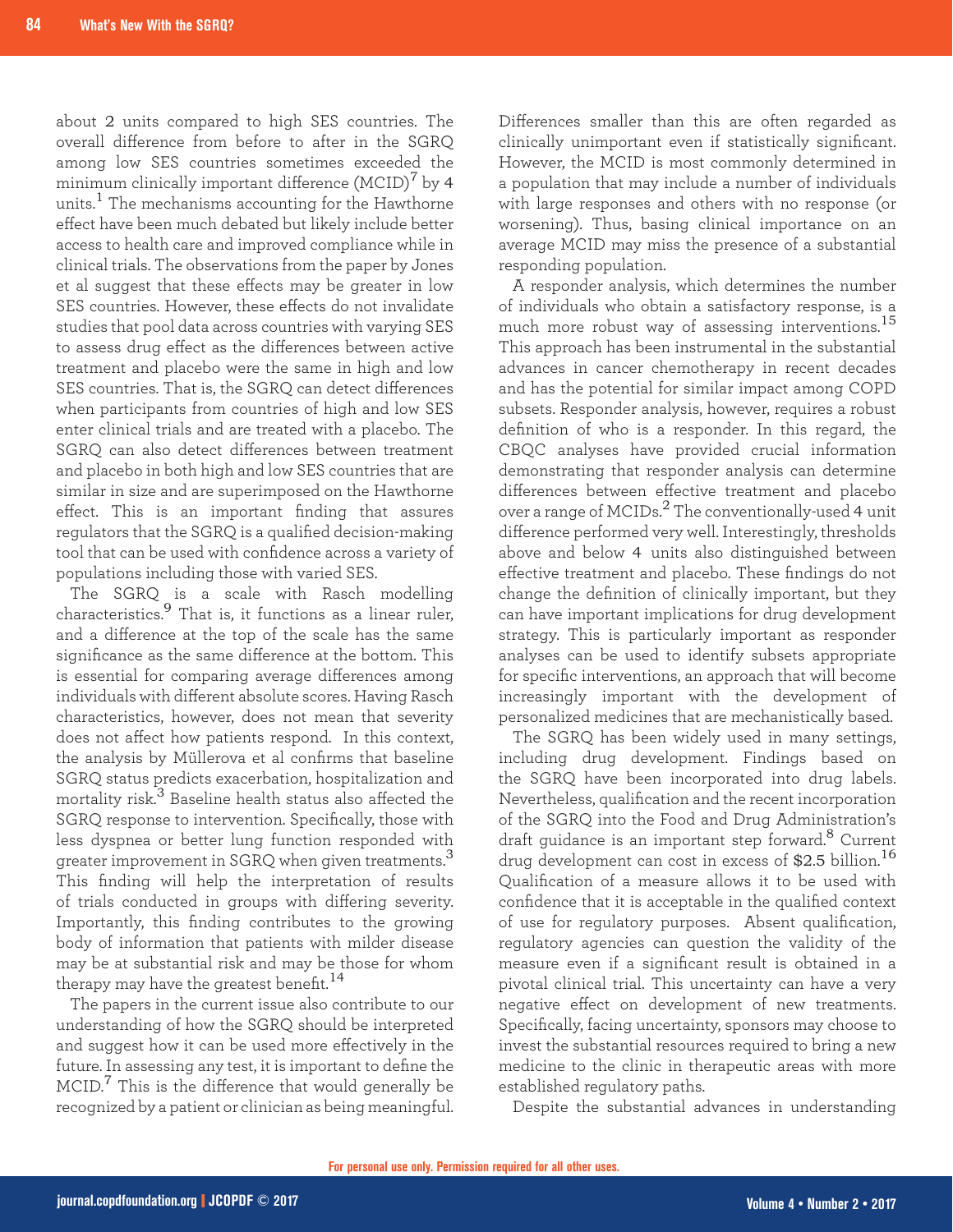about 2 units compared to high SES countries. The overall difference from before to after in the SGRQ among low SES countries sometimes exceeded the minimum clinically important difference (MCID)[7] by 4 units.[1] The mechanisms accounting for the Hawthorne effect have been much debated but likely include better access to health care and improved compliance while in clinical trials. The observations from the paper by Jones et al suggest that these effects may be greater in low SES countries. However, these effects do not invalidate studies that pool data across countries with varying SES to assess drug effect as the differences between active treatment and placebo were the same in high and low SES countries. That is, the SGRQ can detect differences when participants from countries of high and low SES enter clinical trials and are treated with a placebo. The SGRQ can also detect differences between treatment and placebo in both high and low SES countries that are similar in size and are superimposed on the Hawthorne effect. This is an important finding that assures regulators that the SGRQ is a qualified decision-making tool that can be used with confidence across a variety of populations including those with varied SES.

The SGRQ is a scale with Rasch modelling characteristics.[9] That is, it functions as a linear ruler, and a difference at the top of the scale has the same significance as the same difference at the bottom. This is essential for comparing average differences among individuals with different absolute scores. Having Rasch characteristics, however, does not mean that severity does not affect how patients respond. In this context, the analysis by Müllerova et al confirms that baseline SGRQ status predicts exacerbation, hospitalization and mortality risk.[3] Baseline health status also affected the SGRQ response to intervention. Specifically, those with less dyspnea or better lung function responded with greater improvement in SGRQ when given treatments.[3] This finding will help the interpretation of results of trials conducted in groups with differing severity. Importantly, this finding contributes to the growing body of information that patients with milder disease may be at substantial risk and may be those for whom therapy may have the greatest benefit.[14]

The papers in the current issue also contribute to our understanding of how the SGRQ should be interpreted and suggest how it can be used more effectively in the future. In assessing any test, it is important to define the MCID.[7] This is the difference that would generally be recognized by a patient or clinician as being meaningful. Differences smaller than this are often regarded as clinically unimportant even if statistically significant. However, the MCID is most commonly determined in a population that may include a number of individuals with large responses and others with no response (or worsening). Thus, basing clinical importance on an average MCID may miss the presence of a substantial responding population.

A responder analysis, which determines the number of individuals who obtain a satisfactory response, is a much more robust way of assessing interventions.[15] This approach has been instrumental in the substantial advances in cancer chemotherapy in recent decades and has the potential for similar impact among COPD subsets. Responder analysis, however, requires a robust definition of who is a responder. In this regard, the CBQC analyses have provided crucial information demonstrating that responder analysis can determine differences between effective treatment and placebo over a range of MCIDs.[2] The conventionally-used 4 unit difference performed very well. Interestingly, thresholds above and below 4 units also distinguished between effective treatment and placebo. These findings do not change the definition of clinically important, but they can have important implications for drug development strategy. This is particularly important as responder analyses can be used to identify subsets appropriate for specific interventions, an approach that will become increasingly important with the development of personalized medicines that are mechanistically based.

The SGRQ has been widely used in many settings, including drug development. Findings based on the SGRQ have been incorporated into drug labels. Nevertheless, qualification and the recent incorporation of the SGRQ into the Food and Drug Administration's draft guidance is an important step forward.[8] Current drug development can cost in excess of $2.5 billion.[16] Qualification of a measure allows it to be used with confidence that it is acceptable in the qualified context of use for regulatory purposes. Absent qualification, regulatory agencies can question the validity of the measure even if a significant result is obtained in a pivotal clinical trial. This uncertainty can have a very negative effect on development of new treatments. Specifically, facing uncertainty, sponsors may choose to invest the substantial resources required to bring a new medicine to the clinic in therapeutic areas with more established regulatory paths.

Despite the substantial advances in understanding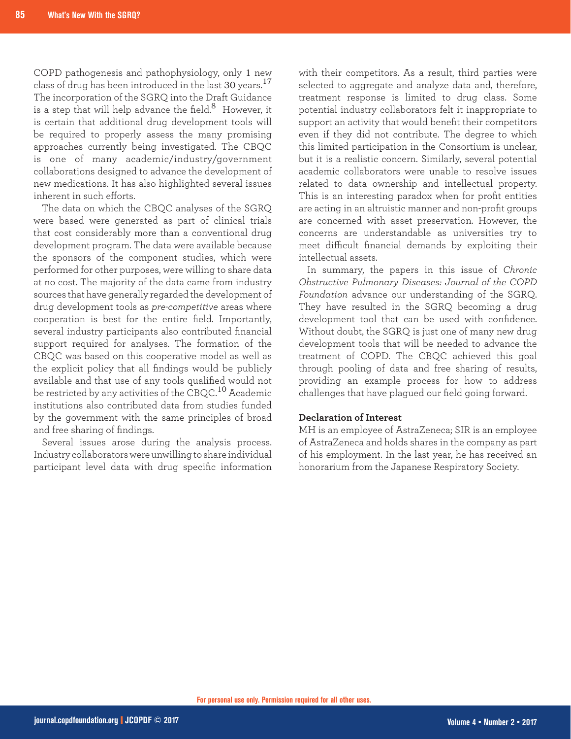COPD pathogenesis and pathophysiology, only 1 new class of drug has been introduced in the last 30 years.[17] The incorporation of the SGRQ into the Draft Guidance is a step that will help advance the field.[8] However, it is certain that additional drug development tools will be required to properly assess the many promising approaches currently being investigated. The CBQC is one of many academic/industry/government collaborations designed to advance the development of new medications. It has also highlighted several issues inherent in such efforts.

The data on which the CBQC analyses of the SGRQ were based were generated as part of clinical trials that cost considerably more than a conventional drug development program. The data were available because the sponsors of the component studies, which were performed for other purposes, were willing to share data at no cost. The majority of the data came from industry sources that have generally regarded the development of drug development tools as *pre-competitive* areas where cooperation is best for the entire field. Importantly, several industry participants also contributed financial support required for analyses. The formation of the CBQC was based on this cooperative model as well as the explicit policy that all findings would be publicly available and that use of any tools qualified would not be restricted by any activities of the CBQC.[10] Academic institutions also contributed data from studies funded by the government with the same principles of broad and free sharing of findings.

Several issues arose during the analysis process. Industry collaborators were unwilling to share individual participant level data with drug specific information with their competitors. As a result, third parties were selected to aggregate and analyze data and, therefore, treatment response is limited to drug class. Some potential industry collaborators felt it inappropriate to support an activity that would benefit their competitors even if they did not contribute. The degree to which this limited participation in the Consortium is unclear, but it is a realistic concern. Similarly, several potential academic collaborators were unable to resolve issues related to data ownership and intellectual property. This is an interesting paradox when for profit entities are acting in an altruistic manner and non-profit groups are concerned with asset preservation. However, the concerns are understandable as universities try to meet difficult financial demands by exploiting their intellectual assets.

In summary, the papers in this issue of *Chronic Obstructive Pulmonary Diseases: Journal of the COPD Foundation* advance our understanding of the SGRQ. They have resulted in the SGRQ becoming a drug development tool that can be used with confidence. Without doubt, the SGRQ is just one of many new drug development tools that will be needed to advance the treatment of COPD. The CBQC achieved this goal through pooling of data and free sharing of results, providing an example process for how to address challenges that have plagued our field going forward.

**Declaration of Interest**

MH is an employee of AstraZeneca; SIR is an employee of AstraZeneca and holds shares in the company as part of his employment. In the last year, he has received an honorarium from the Japanese Respiratory Society.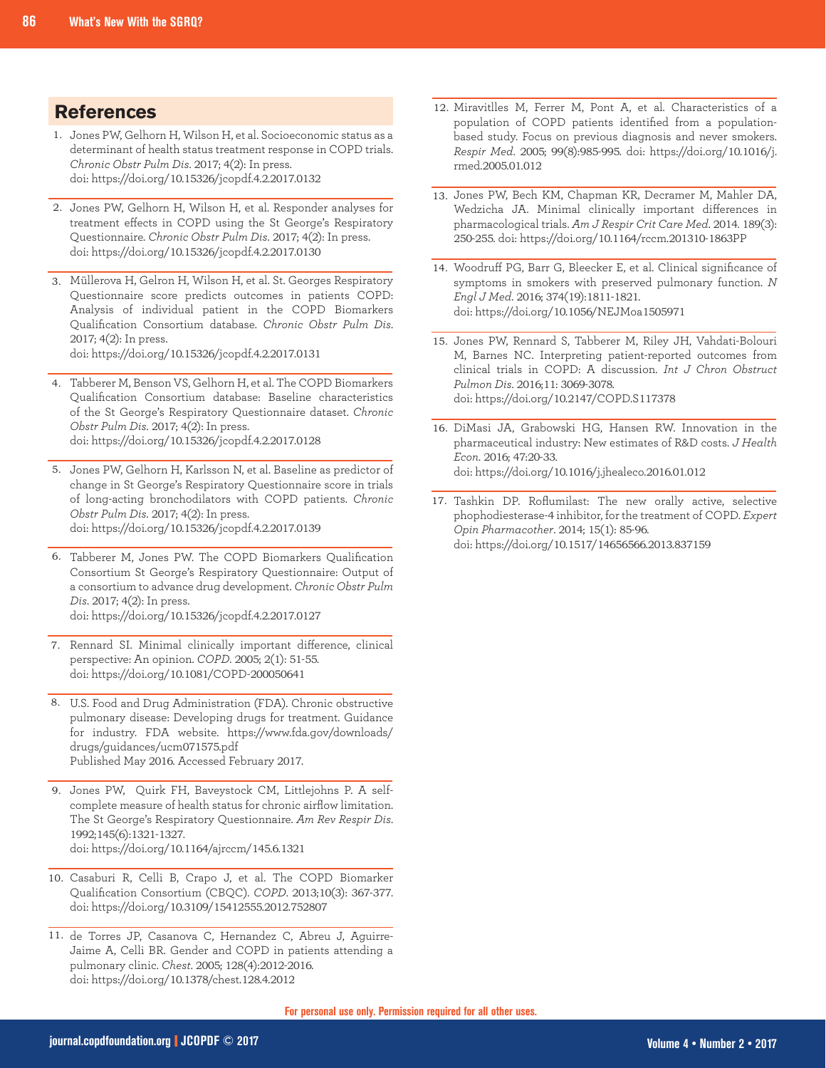## References

1. Jones PW, Gelhorn H, Wilson H, et al. Socioeconomic status as a determinant of health status treatment response in COPD trials. *Chronic Obstr Pulm Dis*. 2017; 4(2): In press. doi: https://doi.org/10.15326/jcopdf.4.2.2017.0132

2. Jones PW, Gelhorn H, Wilson H, et al. Responder analyses for treatment effects in COPD using the St George's Respiratory Questionnaire. *Chronic Obstr Pulm Dis*. 2017; 4(2): In press. doi: https://doi.org/10.15326/jcopdf.4.2.2017.0130

3. Müllerova H, Gelron H, Wilson H, et al. St. Georges Respiratory Questionnaire score predicts outcomes in patients COPD: Analysis of individual patient in the COPD Biomarkers Qualification Consortium database. *Chronic Obstr Pulm Dis*. 2017; 4(2): In press. doi: https://doi.org/10.15326/jcopdf.4.2.2017.0131

4. Tabberer M, Benson VS, Gelhorn H, et al. The COPD Biomarkers Qualification Consortium database: Baseline characteristics of the St George's Respiratory Questionnaire dataset. *Chronic Obstr Pulm Dis*. 2017; 4(2): In press. doi: https://doi.org/10.15326/jcopdf.4.2.2017.0128

5. Jones PW, Gelhorn H, Karlsson N, et al. Baseline as predictor of change in St George's Respiratory Questionnaire score in trials of long-acting bronchodilators with COPD patients. *Chronic Obstr Pulm Dis*. 2017; 4(2): In press. doi: https://doi.org/10.15326/jcopdf.4.2.2017.0139

6. Tabberer M, Jones PW. The COPD Biomarkers Qualification Consortium St George's Respiratory Questionnaire: Output of a consortium to advance drug development. *Chronic Obstr Pulm Dis*. 2017; 4(2): In press. doi: https://doi.org/10.15326/jcopdf.4.2.2017.0127

7. Rennard SI. Minimal clinically important difference, clinical perspective: An opinion. *COPD*. 2005; 2(1): 51-55. doi: https://doi.org/10.1081/COPD-200050641

8. U.S. Food and Drug Administration (FDA). Chronic obstructive pulmonary disease: Developing drugs for treatment. Guidance for industry. FDA website. https://www.fda.gov/downloads/drugs/guidances/ucm071575.pdf Published May 2016. Accessed February 2017.

9. Jones PW, Quirk FH, Baveystock CM, Littlejohns P. A self-complete measure of health status for chronic airflow limitation. The St George's Respiratory Questionnaire. *Am Rev Respir Dis*. 1992;145(6):1321-1327. doi: https://doi.org/10.1164/ajrccm/145.6.1321

10. Casaburi R, Celli B, Crapo J, et al. The COPD Biomarker Qualification Consortium (CBQC). *COPD*. 2013;10(3): 367-377. doi: https://doi.org/10.3109/15412555.2012.752807

11. de Torres JP, Casanova C, Hernandez C, Abreu J, Aguirre-Jaime A, Celli BR. Gender and COPD in patients attending a pulmonary clinic. *Chest*. 2005; 128(4):2012-2016. doi: https://doi.org/10.1378/chest.128.4.2012

12. Miravitlles M, Ferrer M, Pont A, et al. Characteristics of a population of COPD patients identified from a population-based study. Focus on previous diagnosis and never smokers. *Respir Med*. 2005; 99(8):985-995. doi: https://doi.org/10.1016/j.rmed.2005.01.012

13. Jones PW, Bech KM, Chapman KR, Decramer M, Mahler DA, Wedzicha JA. Minimal clinically important differences in pharmacological trials. *Am J Respir Crit Care Med*. 2014. 189(3): 250-255. doi: https://doi.org/10.1164/rccm.201310-1863PP

14. Woodruff PG, Barr G, Bleecker E, et al. Clinical significance of symptoms in smokers with preserved pulmonary function. *N Engl J Med*. 2016; 374(19):1811-1821. doi: https://doi.org/10.1056/NEJMoa1505971

15. Jones PW, Rennard S, Tabberer M, Riley JH, Vahdati-Bolouri M, Barnes NC. Interpreting patient-reported outcomes from clinical trials in COPD: A discussion. *Int J Chron Obstruct Pulmon Dis*. 2016;11: 3069-3078. doi: https://doi.org/10.2147/COPD.S117378

16. DiMasi JA, Grabowski HG, Hansen RW. Innovation in the pharmaceutical industry: New estimates of R&D costs. *J Health Econ*. 2016; 47:20-33. doi: https://doi.org/10.1016/j.jhealeco.2016.01.012

17. Tashkin DP. Roflumilast: The new orally active, selective phophodiesterase-4 inhibitor, for the treatment of COPD. *Expert Opin Pharmacother*. 2014; 15(1): 85-96. doi: https://doi.org/10.1517/14656566.2013.837159